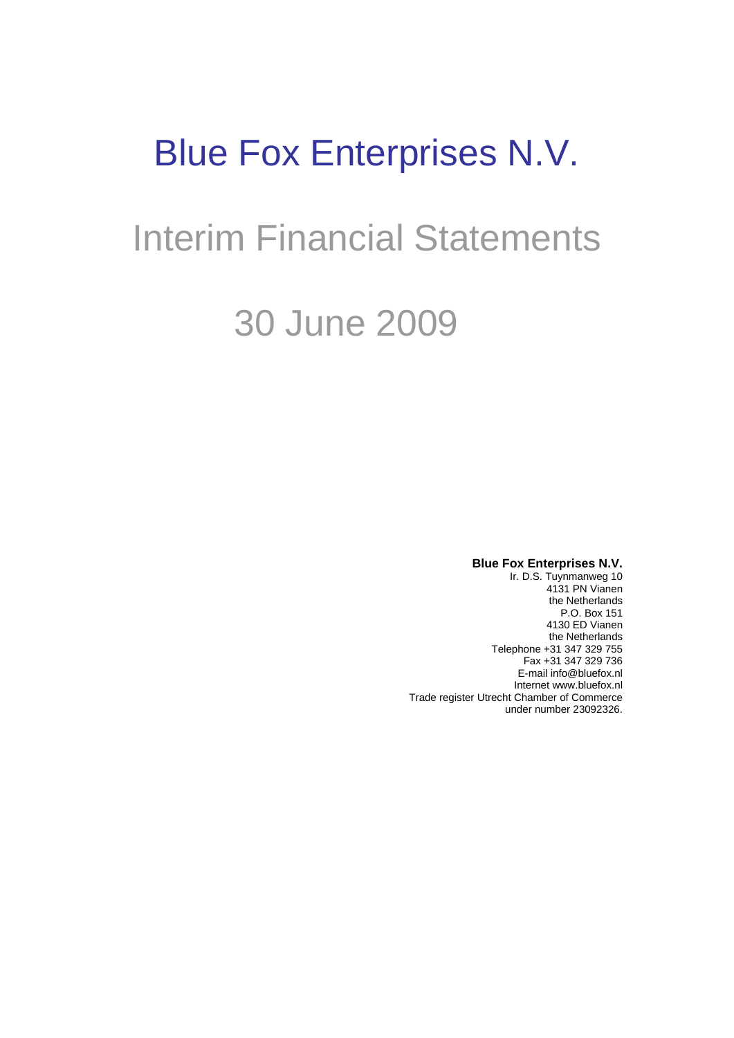# Blue Fox Enterprises N.V.

## Interim Financial Statements

## 30 June 2009

**Blue Fox Enterprises N.V.**
Ir. D.S. Tuynmanweg 10
4131 PN Vianen
the Netherlands
P.O. Box 151
4130 ED Vianen
the Netherlands
Telephone +31 347 329 755
Fax +31 347 329 736
E-mail info@bluefox.nl
Internet www.bluefox.nl
Trade register Utrecht Chamber of Commerce
under number 23092326.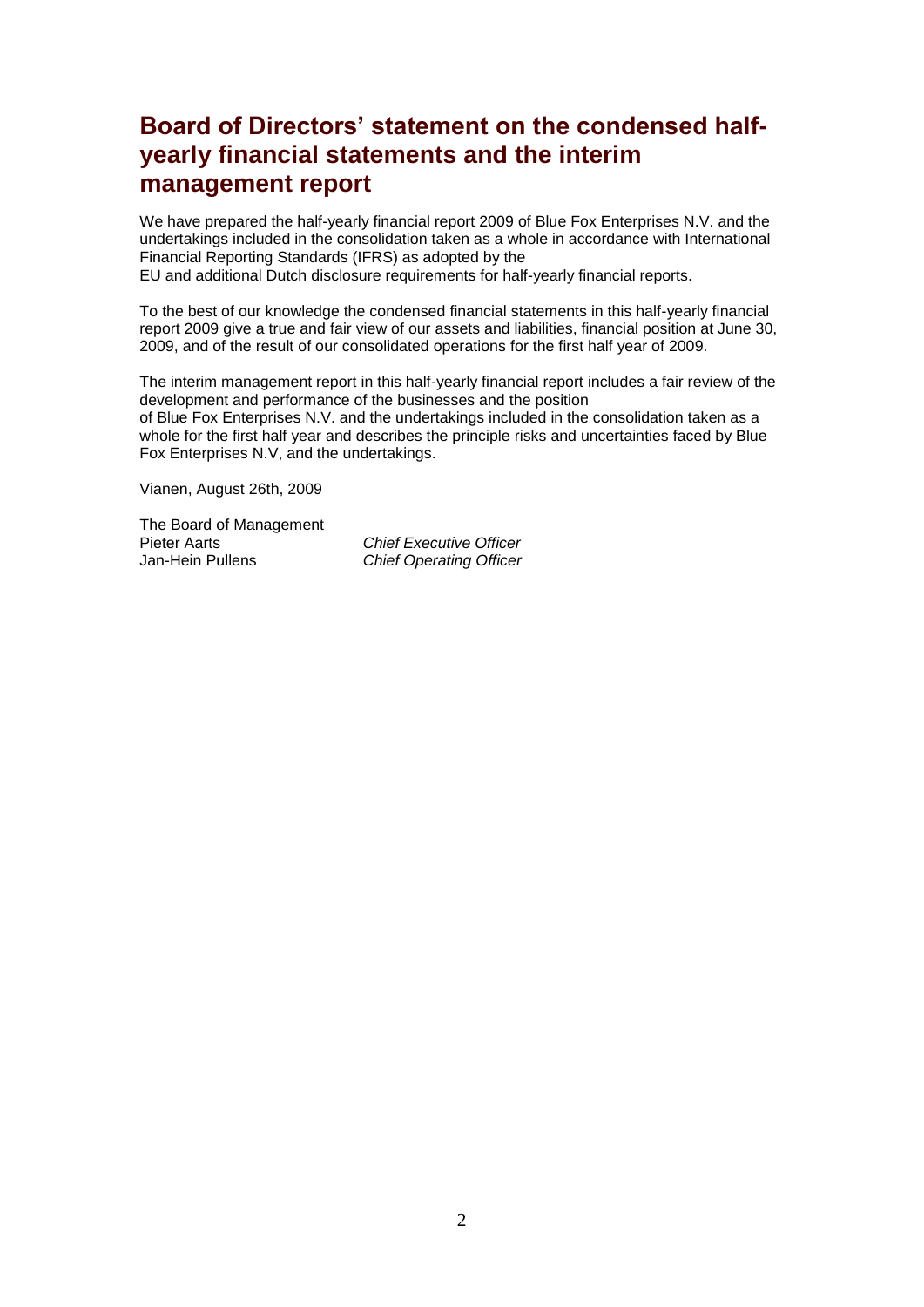# Board of Directors' statement on the condensed half-yearly financial statements and the interim management report

We have prepared the half-yearly financial report 2009 of Blue Fox Enterprises N.V. and the undertakings included in the consolidation taken as a whole in accordance with International Financial Reporting Standards (IFRS) as adopted by the EU and additional Dutch disclosure requirements for half-yearly financial reports.

To the best of our knowledge the condensed financial statements in this half-yearly financial report 2009 give a true and fair view of our assets and liabilities, financial position at June 30, 2009, and of the result of our consolidated operations for the first half year of 2009.

The interim management report in this half-yearly financial report includes a fair review of the development and performance of the businesses and the position of Blue Fox Enterprises N.V. and the undertakings included in the consolidation taken as a whole for the first half year and describes the principle risks and uncertainties faced by Blue Fox Enterprises N.V, and the undertakings.

Vianen, August 26th, 2009

The Board of Management

Pieter Aarts *Chief Executive Officer*

Jan-Hein Pullens *Chief Operating Officer*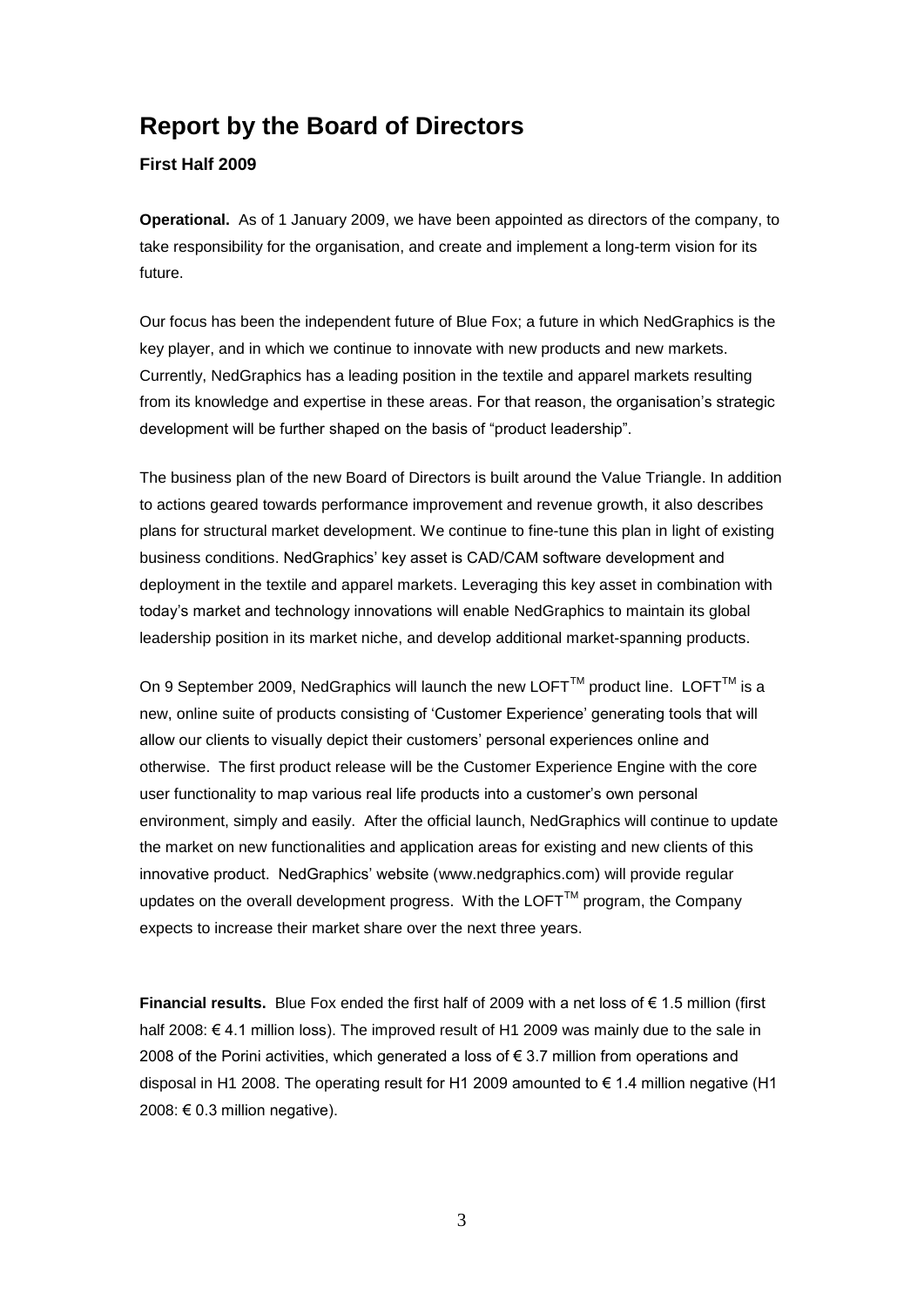# Report by the Board of Directors

### First Half 2009

**Operational.** As of 1 January 2009, we have been appointed as directors of the company, to take responsibility for the organisation, and create and implement a long-term vision for its future.

Our focus has been the independent future of Blue Fox; a future in which NedGraphics is the key player, and in which we continue to innovate with new products and new markets. Currently, NedGraphics has a leading position in the textile and apparel markets resulting from its knowledge and expertise in these areas. For that reason, the organisation's strategic development will be further shaped on the basis of "product leadership".

The business plan of the new Board of Directors is built around the Value Triangle. In addition to actions geared towards performance improvement and revenue growth, it also describes plans for structural market development. We continue to fine-tune this plan in light of existing business conditions. NedGraphics' key asset is CAD/CAM software development and deployment in the textile and apparel markets. Leveraging this key asset in combination with today's market and technology innovations will enable NedGraphics to maintain its global leadership position in its market niche, and develop additional market-spanning products.

On 9 September 2009, NedGraphics will launch the new LOFT™ product line. LOFT™ is a new, online suite of products consisting of 'Customer Experience' generating tools that will allow our clients to visually depict their customers' personal experiences online and otherwise. The first product release will be the Customer Experience Engine with the core user functionality to map various real life products into a customer's own personal environment, simply and easily. After the official launch, NedGraphics will continue to update the market on new functionalities and application areas for existing and new clients of this innovative product. NedGraphics' website (www.nedgraphics.com) will provide regular updates on the overall development progress. With the LOFT™ program, the Company expects to increase their market share over the next three years.

**Financial results.** Blue Fox ended the first half of 2009 with a net loss of € 1.5 million (first half 2008: € 4.1 million loss). The improved result of H1 2009 was mainly due to the sale in 2008 of the Porini activities, which generated a loss of € 3.7 million from operations and disposal in H1 2008. The operating result for H1 2009 amounted to € 1.4 million negative (H1 2008: € 0.3 million negative).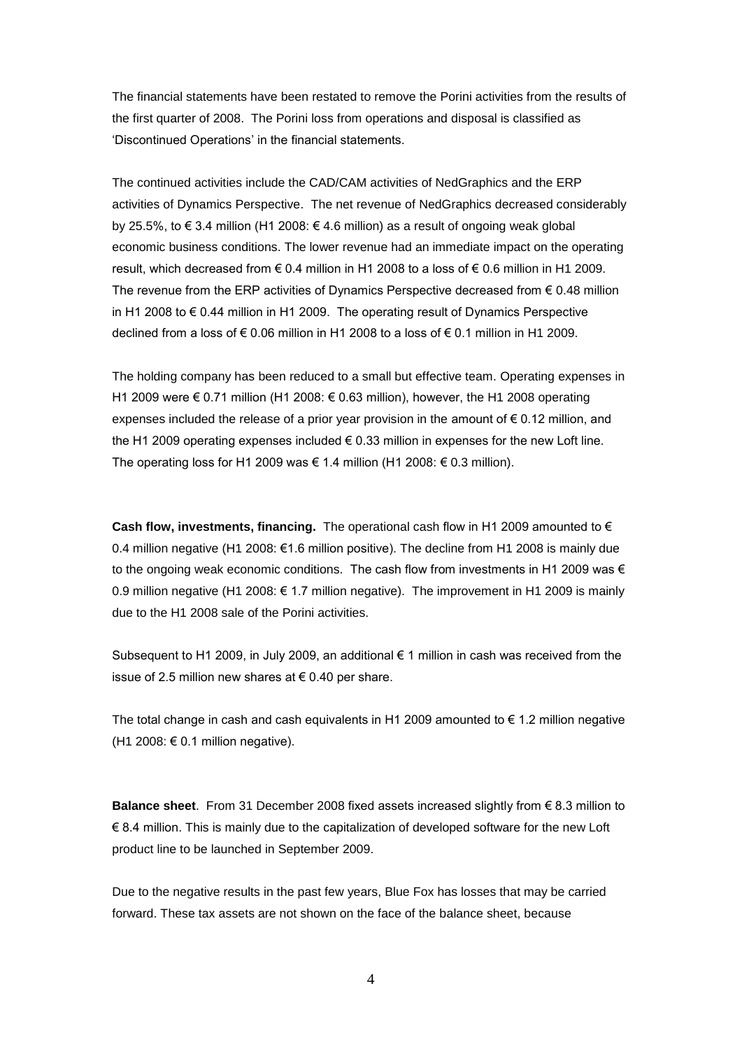The financial statements have been restated to remove the Porini activities from the results of the first quarter of 2008. The Porini loss from operations and disposal is classified as 'Discontinued Operations' in the financial statements.

The continued activities include the CAD/CAM activities of NedGraphics and the ERP activities of Dynamics Perspective. The net revenue of NedGraphics decreased considerably by 25.5%, to € 3.4 million (H1 2008: € 4.6 million) as a result of ongoing weak global economic business conditions. The lower revenue had an immediate impact on the operating result, which decreased from € 0.4 million in H1 2008 to a loss of € 0.6 million in H1 2009. The revenue from the ERP activities of Dynamics Perspective decreased from € 0.48 million in H1 2008 to € 0.44 million in H1 2009. The operating result of Dynamics Perspective declined from a loss of € 0.06 million in H1 2008 to a loss of € 0.1 million in H1 2009.

The holding company has been reduced to a small but effective team. Operating expenses in H1 2009 were € 0.71 million (H1 2008: € 0.63 million), however, the H1 2008 operating expenses included the release of a prior year provision in the amount of € 0.12 million, and the H1 2009 operating expenses included € 0.33 million in expenses for the new Loft line. The operating loss for H1 2009 was € 1.4 million (H1 2008: € 0.3 million).

**Cash flow, investments, financing.** The operational cash flow in H1 2009 amounted to € 0.4 million negative (H1 2008: €1.6 million positive). The decline from H1 2008 is mainly due to the ongoing weak economic conditions. The cash flow from investments in H1 2009 was € 0.9 million negative (H1 2008: € 1.7 million negative). The improvement in H1 2009 is mainly due to the H1 2008 sale of the Porini activities.

Subsequent to H1 2009, in July 2009, an additional € 1 million in cash was received from the issue of 2.5 million new shares at € 0.40 per share.

The total change in cash and cash equivalents in H1 2009 amounted to € 1.2 million negative (H1 2008: € 0.1 million negative).

**Balance sheet**. From 31 December 2008 fixed assets increased slightly from € 8.3 million to € 8.4 million. This is mainly due to the capitalization of developed software for the new Loft product line to be launched in September 2009.

Due to the negative results in the past few years, Blue Fox has losses that may be carried forward. These tax assets are not shown on the face of the balance sheet, because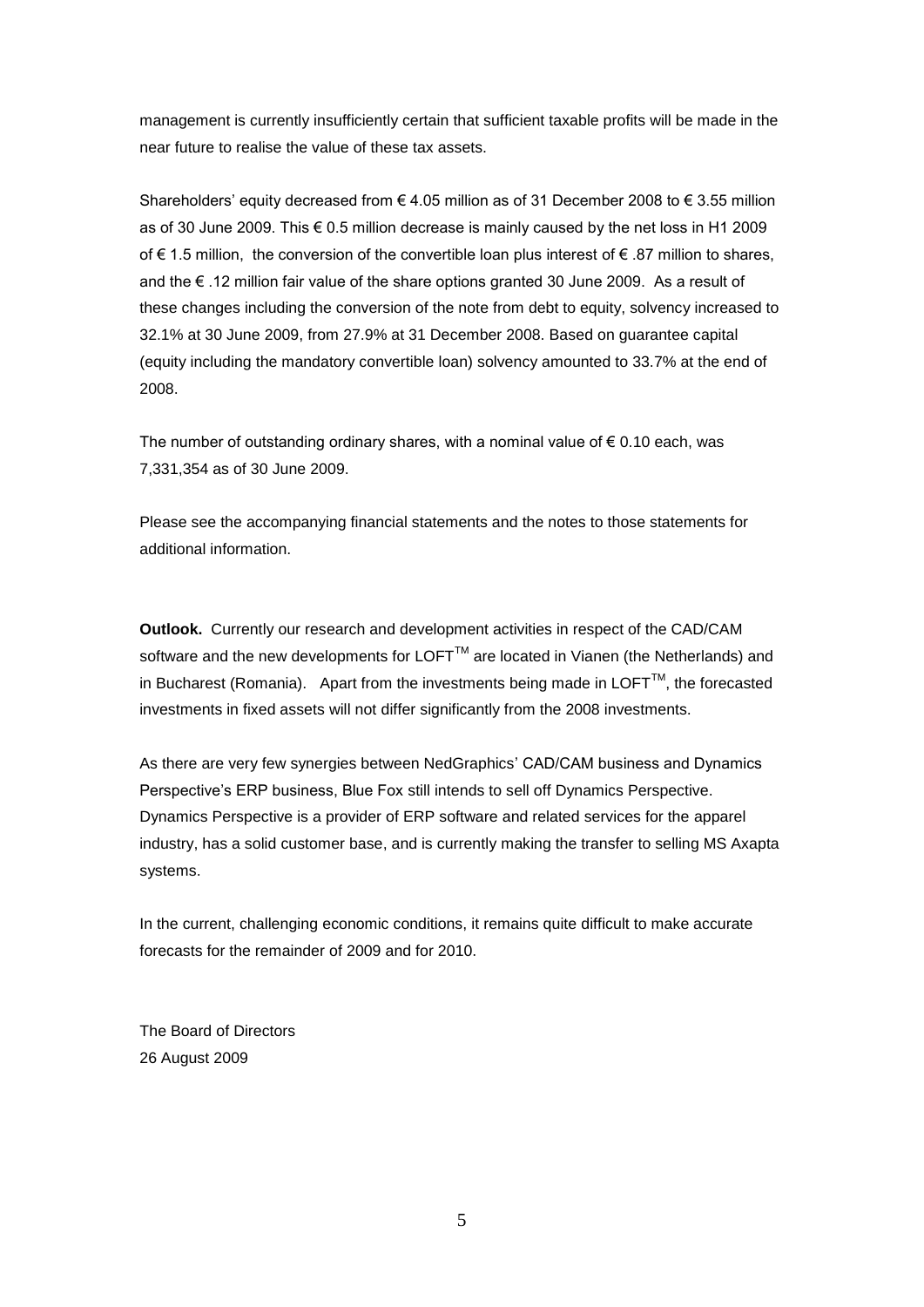management is currently insufficiently certain that sufficient taxable profits will be made in the near future to realise the value of these tax assets.

Shareholders' equity decreased from € 4.05 million as of 31 December 2008 to € 3.55 million as of 30 June 2009. This € 0.5 million decrease is mainly caused by the net loss in H1 2009 of € 1.5 million, the conversion of the convertible loan plus interest of € .87 million to shares, and the € .12 million fair value of the share options granted 30 June 2009. As a result of these changes including the conversion of the note from debt to equity, solvency increased to 32.1% at 30 June 2009, from 27.9% at 31 December 2008. Based on guarantee capital (equity including the mandatory convertible loan) solvency amounted to 33.7% at the end of 2008.

The number of outstanding ordinary shares, with a nominal value of € 0.10 each, was 7,331,354 as of 30 June 2009.

Please see the accompanying financial statements and the notes to those statements for additional information.

**Outlook.** Currently our research and development activities in respect of the CAD/CAM software and the new developments for LOFT™ are located in Vianen (the Netherlands) and in Bucharest (Romania). Apart from the investments being made in LOFT™, the forecasted investments in fixed assets will not differ significantly from the 2008 investments.

As there are very few synergies between NedGraphics' CAD/CAM business and Dynamics Perspective's ERP business, Blue Fox still intends to sell off Dynamics Perspective. Dynamics Perspective is a provider of ERP software and related services for the apparel industry, has a solid customer base, and is currently making the transfer to selling MS Axapta systems.

In the current, challenging economic conditions, it remains quite difficult to make accurate forecasts for the remainder of 2009 and for 2010.

The Board of Directors
26 August 2009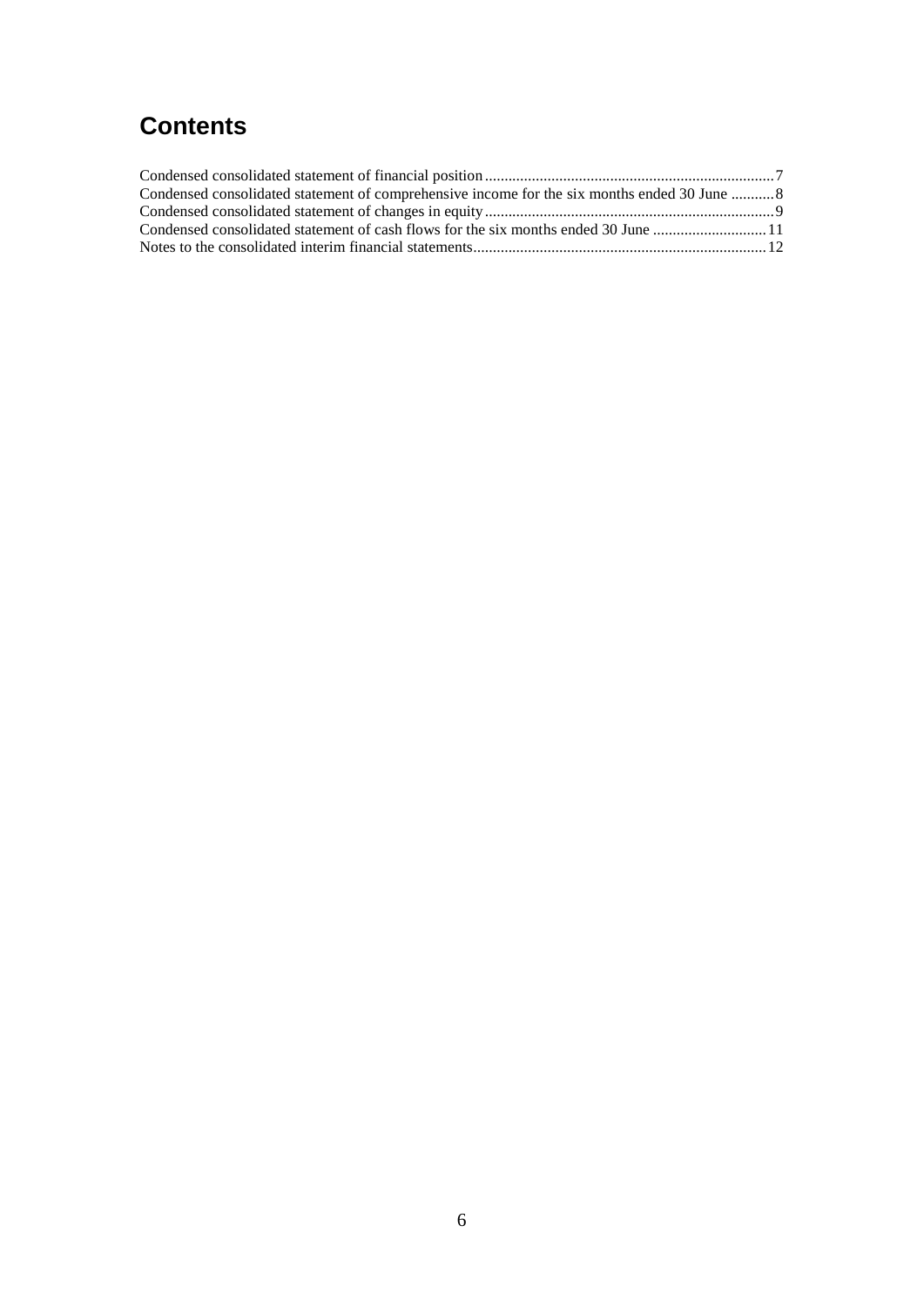# Contents

Condensed consolidated statement of financial position .......... 7
Condensed consolidated statement of comprehensive income for the six months ended 30 June .......... 8
Condensed consolidated statement of changes in equity .......... 9
Condensed consolidated statement of cash flows for the six months ended 30 June .......... 11
Notes to the consolidated interim financial statements .......... 12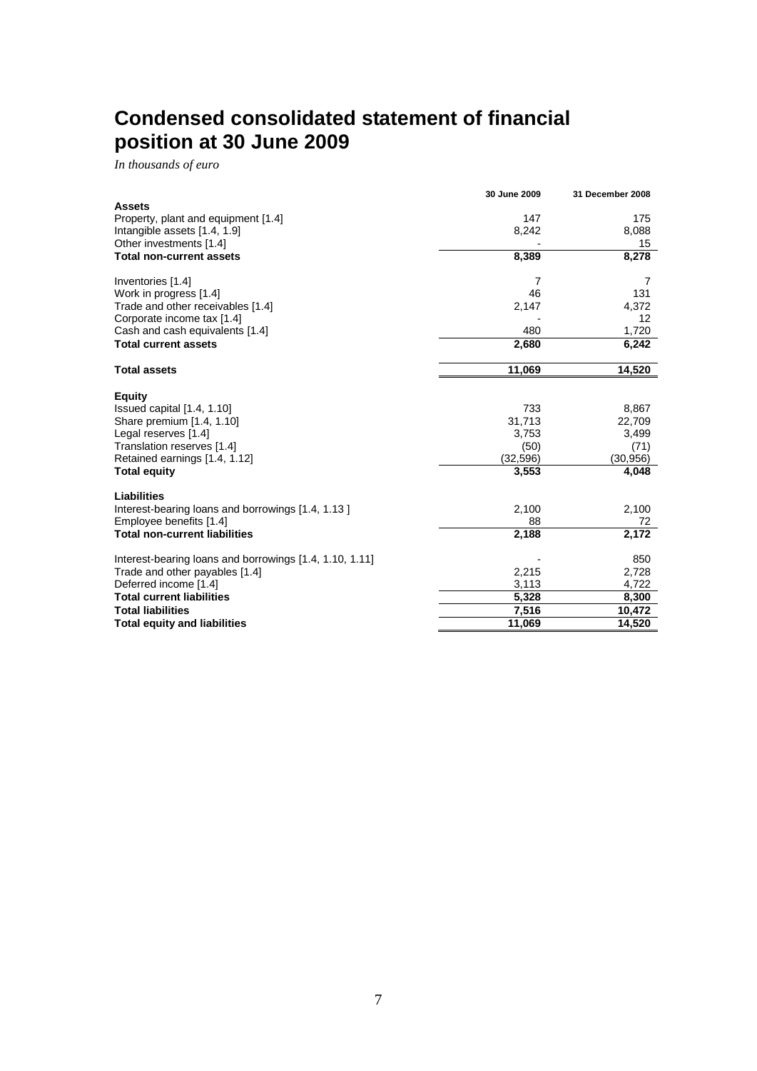# Condensed consolidated statement of financial position at 30 June 2009

*In thousands of euro*

| | 30 June 2009 | 31 December 2008 |
|---|---|---|
| **Assets** | | |
| Property, plant and equipment [1.4] | 147 | 175 |
| Intangible assets [1.4, 1.9] | 8,242 | 8,088 |
| Other investments [1.4] | - | 15 |
| **Total non-current assets** | **8,389** | **8,278** |
| | | |
| Inventories [1.4] | 7 | 7 |
| Work in progress [1.4] | 46 | 131 |
| Trade and other receivables [1.4] | 2,147 | 4,372 |
| Corporate income tax [1.4] | - | 12 |
| Cash and cash equivalents [1.4] | 480 | 1,720 |
| **Total current assets** | **2,680** | **6,242** |
| | | |
| **Total assets** | **11,069** | **14,520** |
| | | |
| **Equity** | | |
| Issued capital [1.4, 1.10] | 733 | 8,867 |
| Share premium [1.4, 1.10] | 31,713 | 22,709 |
| Legal reserves [1.4] | 3,753 | 3,499 |
| Translation reserves [1.4] | (50) | (71) |
| Retained earnings [1.4, 1.12] | (32,596) | (30,956) |
| **Total equity** | **3,553** | **4,048** |
| | | |
| **Liabilities** | | |
| Interest-bearing loans and borrowings [1.4, 1.13 ] | 2,100 | 2,100 |
| Employee benefits [1.4] | 88 | 72 |
| **Total non-current liabilities** | **2,188** | **2,172** |
| | | |
| Interest-bearing loans and borrowings [1.4, 1.10, 1.11] | - | 850 |
| Trade and other payables [1.4] | 2,215 | 2,728 |
| Deferred income [1.4] | 3,113 | 4,722 |
| **Total current liabilities** | **5,328** | **8,300** |
| **Total liabilities** | **7,516** | **10,472** |
| **Total equity and liabilities** | **11,069** | **14,520** |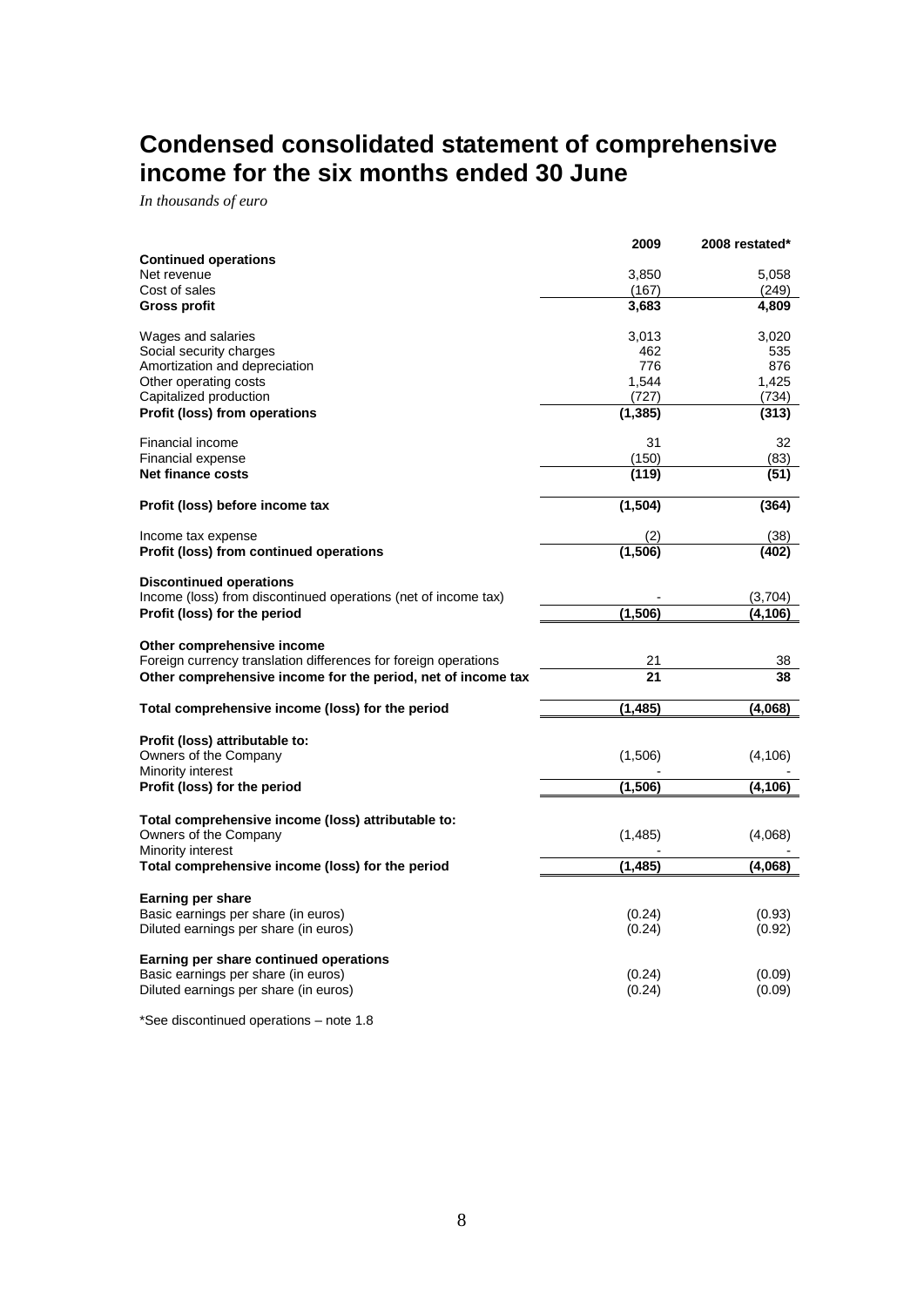# Condensed consolidated statement of comprehensive income for the six months ended 30 June

*In thousands of euro*

| | 2009 | 2008 restated* |
|---|---|---|
| **Continued operations** | | |
| Net revenue | 3,850 | 5,058 |
| Cost of sales | (167) | (249) |
| **Gross profit** | **3,683** | **4,809** |
| | | |
| Wages and salaries | 3,013 | 3,020 |
| Social security charges | 462 | 535 |
| Amortization and depreciation | 776 | 876 |
| Other operating costs | 1,544 | 1,425 |
| Capitalized production | (727) | (734) |
| **Profit (loss) from operations** | **(1,385)** | **(313)** |
| | | |
| Financial income | 31 | 32 |
| Financial expense | (150) | (83) |
| **Net finance costs** | **(119)** | **(51)** |
| | | |
| **Profit (loss) before income tax** | **(1,504)** | **(364)** |
| | | |
| Income tax expense | (2) | (38) |
| **Profit (loss) from continued operations** | **(1,506)** | **(402)** |
| | | |
| **Discontinued operations** | | |
| Income (loss) from discontinued operations (net of income tax) | - | (3,704) |
| **Profit (loss) for the period** | **(1,506)** | **(4,106)** |
| | | |
| **Other comprehensive income** | | |
| Foreign currency translation differences for foreign operations | 21 | 38 |
| **Other comprehensive income for the period, net of income tax** | **21** | **38** |
| | | |
| **Total comprehensive income (loss) for the period** | **(1,485)** | **(4,068)** |
| | | |
| **Profit (loss) attributable to:** | | |
| Owners of the Company | (1,506) | (4,106) |
| Minority interest | - | - |
| **Profit (loss) for the period** | **(1,506)** | **(4,106)** |
| | | |
| **Total comprehensive income (loss) attributable to:** | | |
| Owners of the Company | (1,485) | (4,068) |
| Minority interest | - | - |
| **Total comprehensive income (loss) for the period** | **(1,485)** | **(4,068)** |
| | | |
| **Earning per share** | | |
| Basic earnings per share (in euros) | (0.24) | (0.93) |
| Diluted earnings per share (in euros) | (0.24) | (0.92) |
| | | |
| **Earning per share continued operations** | | |
| Basic earnings per share (in euros) | (0.24) | (0.09) |
| Diluted earnings per share (in euros) | (0.24) | (0.09) |

*See discontinued operations – note 1.8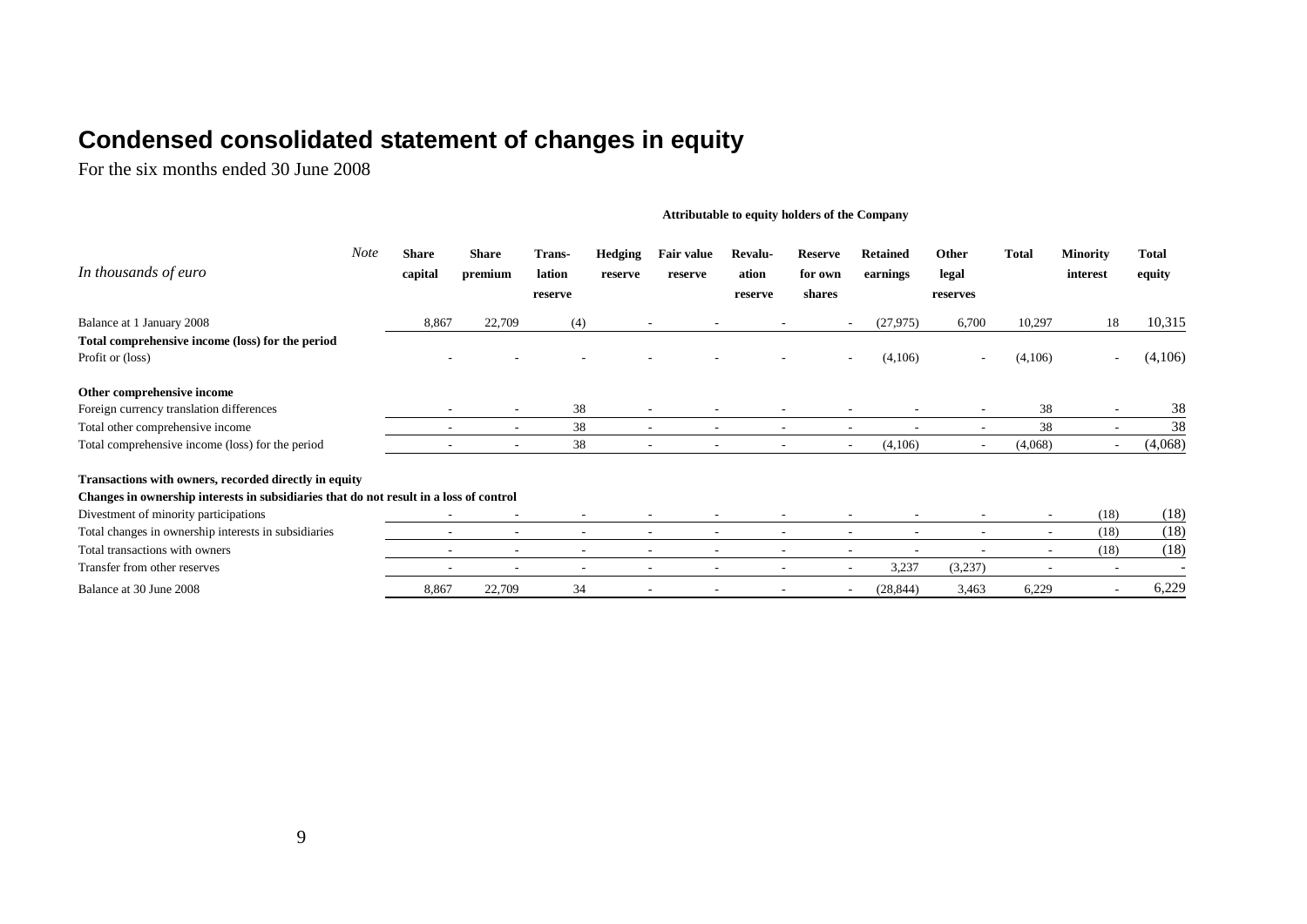# Condensed consolidated statement of changes in equity

For the six months ended 30 June 2008

| *In thousands of euro* | *Note* | Share capital | Share premium | Translation reserve | Hedging reserve | Fair value reserve | Revaluation reserve | Reserve for own shares | Retained earnings | Other legal reserves | Total | Minority interest | Total equity |
|---|---|---|---|---|---|---|---|---|---|---|---|---|---|
| | | **Attributable to equity holders of the Company** | | | | | | | | | | | |
| Balance at 1 January 2008 | | 8,867 | 22,709 | (4) | - | - | - | - | (27,975) | 6,700 | 10,297 | 18 | 10,315 |
| **Total comprehensive income (loss) for the period** | | | | | | | | | | | | | |
| Profit or (loss) | | - | - | - | - | - | - | - | (4,106) | - | (4,106) | - | (4,106) |
| **Other comprehensive income** | | | | | | | | | | | | | |
| Foreign currency translation differences | | - | - | 38 | - | - | - | - | - | - | 38 | - | 38 |
| Total other comprehensive income | | - | - | 38 | - | - | - | - | - | - | 38 | - | 38 |
| Total comprehensive income (loss) for the period | | - | - | 38 | - | - | - | - | (4,106) | - | (4,068) | - | (4,068) |
| **Transactions with owners, recorded directly in equity** | | | | | | | | | | | | | |
| **Changes in ownership interests in subsidiaries that do not result in a loss of control** | | | | | | | | | | | | | |
| Divestment of minority participations | | - | - | - | - | - | - | - | - | - | - | (18) | (18) |
| Total changes in ownership interests in subsidiaries | | - | - | - | - | - | - | - | - | - | - | (18) | (18) |
| Total transactions with owners | | - | - | - | - | - | - | - | - | - | - | (18) | (18) |
| Transfer from other reserves | | - | - | - | - | - | - | - | 3,237 | (3,237) | - | - | - |
| Balance at 30 June 2008 | | 8,867 | 22,709 | 34 | - | - | - | - | (28,844) | 3,463 | 6,229 | - | 6,229 |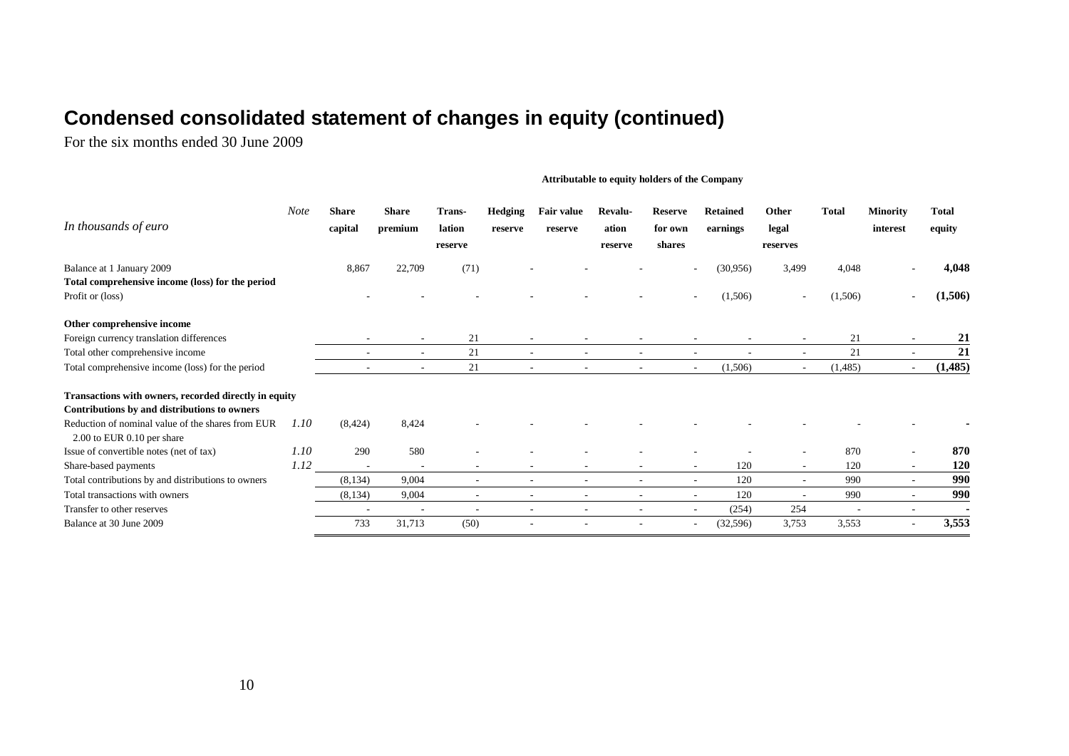# Condensed consolidated statement of changes in equity (continued)

For the six months ended 30 June 2009

| *In thousands of euro* | *Note* | Attributable to equity holders of the Company | | | | | | | | | | | |
|---|---|---|---|---|---|---|---|---|---|---|---|---|---|
| | | **Share capital** | **Share premium** | **Translation reserve** | **Hedging reserve** | **Fair value reserve** | **Revaluation reserve** | **Reserve for own shares** | **Retained earnings** | **Other legal reserves** | **Total** | **Minority interest** | **Total equity** |
| Balance at 1 January 2009 | | 8,867 | 22,709 | (71) | - | - | - | - | (30,956) | 3,499 | 4,048 | - | **4,048** |
| **Total comprehensive income (loss) for the period** | | | | | | | | | | | | | |
| Profit or (loss) | | - | - | - | - | - | - | - | (1,506) | - | (1,506) | - | **(1,506)** |
| **Other comprehensive income** | | | | | | | | | | | | | |
| Foreign currency translation differences | | - | - | 21 | - | - | - | - | - | - | 21 | - | **21** |
| Total other comprehensive income | | - | - | 21 | - | - | - | - | - | - | 21 | - | **21** |
| Total comprehensive income (loss) for the period | | - | - | 21 | - | - | - | - | (1,506) | - | (1,485) | - | **(1,485)** |
| **Transactions with owners, recorded directly in equity** | | | | | | | | | | | | | |
| **Contributions by and distributions to owners** | | | | | | | | | | | | | |
| Reduction of nominal value of the shares from EUR 2.00 to EUR 0.10 per share | *1.10* | (8,424) | 8,424 | - | - | - | - | - | - | - | - | - | **-** |
| Issue of convertible notes (net of tax) | *1.10* | 290 | 580 | - | - | - | - | - | - | - | 870 | - | **870** |
| Share-based payments | *1.12* | - | - | - | - | - | - | - | 120 | - | 120 | - | **120** |
| Total contributions by and distributions to owners | | (8,134) | 9,004 | - | - | - | - | - | 120 | - | 990 | - | **990** |
| Total transactions with owners | | (8,134) | 9,004 | - | - | - | - | - | 120 | - | 990 | - | **990** |
| Transfer to other reserves | | - | - | - | - | - | - | - | (254) | 254 | - | - | **-** |
| Balance at 30 June 2009 | | 733 | 31,713 | (50) | - | - | - | - | (32,596) | 3,753 | 3,553 | - | **3,553** |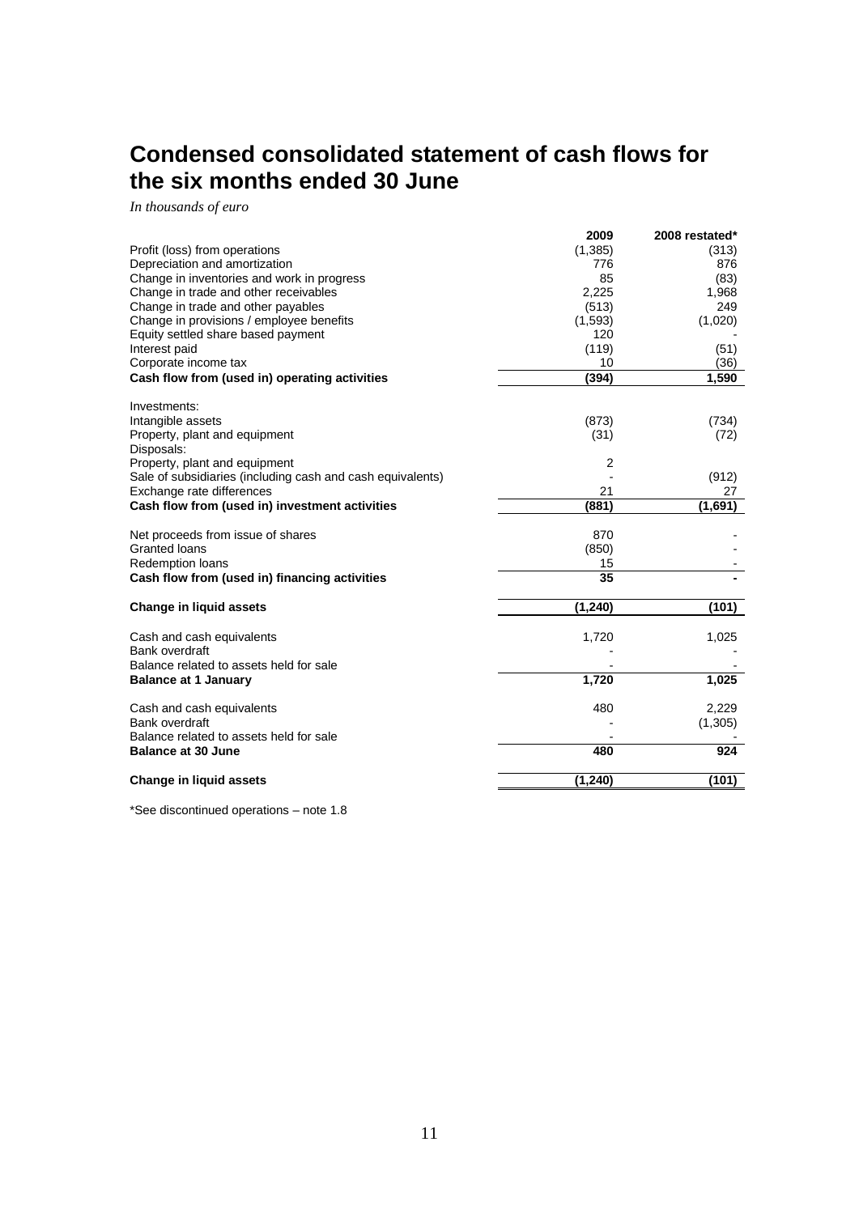# Condensed consolidated statement of cash flows for the six months ended 30 June

*In thousands of euro*

| | 2009 | 2008 restated* |
|---|---|---|
| Profit (loss) from operations | (1,385) | (313) |
| Depreciation and amortization | 776 | 876 |
| Change in inventories and work in progress | 85 | (83) |
| Change in trade and other receivables | 2,225 | 1,968 |
| Change in trade and other payables | (513) | 249 |
| Change in provisions / employee benefits | (1,593) | (1,020) |
| Equity settled share based payment | 120 | - |
| Interest paid | (119) | (51) |
| Corporate income tax | 10 | (36) |
| **Cash flow from (used in) operating activities** | **(394)** | **1,590** |
| | | |
| Investments: | | |
| Intangible assets | (873) | (734) |
| Property, plant and equipment | (31) | (72) |
| Disposals: | | |
| Property, plant and equipment | 2 | |
| Sale of subsidiaries (including cash and cash equivalents) | - | (912) |
| Exchange rate differences | 21 | 27 |
| **Cash flow from (used in) investment activities** | **(881)** | **(1,691)** |
| | | |
| Net proceeds from issue of shares | 870 | - |
| Granted loans | (850) | - |
| Redemption loans | 15 | - |
| **Cash flow from (used in) financing activities** | **35** | **-** |
| | | |
| **Change in liquid assets** | **(1,240)** | **(101)** |
| | | |
| Cash and cash equivalents | 1,720 | 1,025 |
| Bank overdraft | - | - |
| Balance related to assets held for sale | - | - |
| **Balance at 1 January** | **1,720** | **1,025** |
| | | |
| Cash and cash equivalents | 480 | 2,229 |
| Bank overdraft | - | (1,305) |
| Balance related to assets held for sale | - | - |
| **Balance at 30 June** | **480** | **924** |
| | | |
| **Change in liquid assets** | **(1,240)** | **(101)** |

*See discontinued operations – note 1.8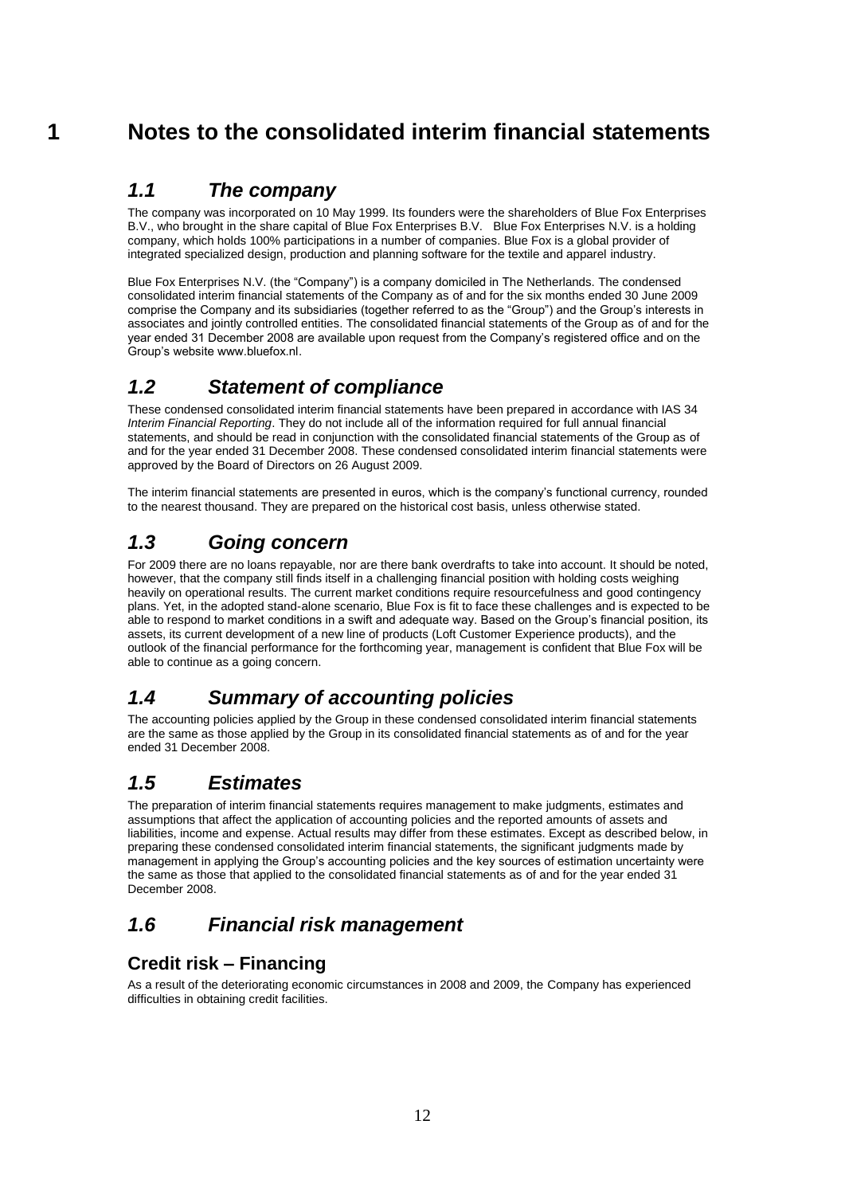# 1 Notes to the consolidated interim financial statements

## *1.1 The company*

The company was incorporated on 10 May 1999. Its founders were the shareholders of Blue Fox Enterprises B.V., who brought in the share capital of Blue Fox Enterprises B.V. Blue Fox Enterprises N.V. is a holding company, which holds 100% participations in a number of companies. Blue Fox is a global provider of integrated specialized design, production and planning software for the textile and apparel industry.

Blue Fox Enterprises N.V. (the "Company") is a company domiciled in The Netherlands. The condensed consolidated interim financial statements of the Company as of and for the six months ended 30 June 2009 comprise the Company and its subsidiaries (together referred to as the "Group") and the Group's interests in associates and jointly controlled entities. The consolidated financial statements of the Group as of and for the year ended 31 December 2008 are available upon request from the Company's registered office and on the Group's website www.bluefox.nl.

## *1.2 Statement of compliance*

These condensed consolidated interim financial statements have been prepared in accordance with IAS 34 *Interim Financial Reporting*. They do not include all of the information required for full annual financial statements, and should be read in conjunction with the consolidated financial statements of the Group as of and for the year ended 31 December 2008. These condensed consolidated interim financial statements were approved by the Board of Directors on 26 August 2009.

The interim financial statements are presented in euros, which is the company's functional currency, rounded to the nearest thousand. They are prepared on the historical cost basis, unless otherwise stated.

## *1.3 Going concern*

For 2009 there are no loans repayable, nor are there bank overdrafts to take into account. It should be noted, however, that the company still finds itself in a challenging financial position with holding costs weighing heavily on operational results. The current market conditions require resourcefulness and good contingency plans. Yet, in the adopted stand-alone scenario, Blue Fox is fit to face these challenges and is expected to be able to respond to market conditions in a swift and adequate way. Based on the Group's financial position, its assets, its current development of a new line of products (Loft Customer Experience products), and the outlook of the financial performance for the forthcoming year, management is confident that Blue Fox will be able to continue as a going concern.

## *1.4 Summary of accounting policies*

The accounting policies applied by the Group in these condensed consolidated interim financial statements are the same as those applied by the Group in its consolidated financial statements as of and for the year ended 31 December 2008.

## *1.5 Estimates*

The preparation of interim financial statements requires management to make judgments, estimates and assumptions that affect the application of accounting policies and the reported amounts of assets and liabilities, income and expense. Actual results may differ from these estimates. Except as described below, in preparing these condensed consolidated interim financial statements, the significant judgments made by management in applying the Group's accounting policies and the key sources of estimation uncertainty were the same as those that applied to the consolidated financial statements as of and for the year ended 31 December 2008.

## *1.6 Financial risk management*

### Credit risk – Financing

As a result of the deteriorating economic circumstances in 2008 and 2009, the Company has experienced difficulties in obtaining credit facilities.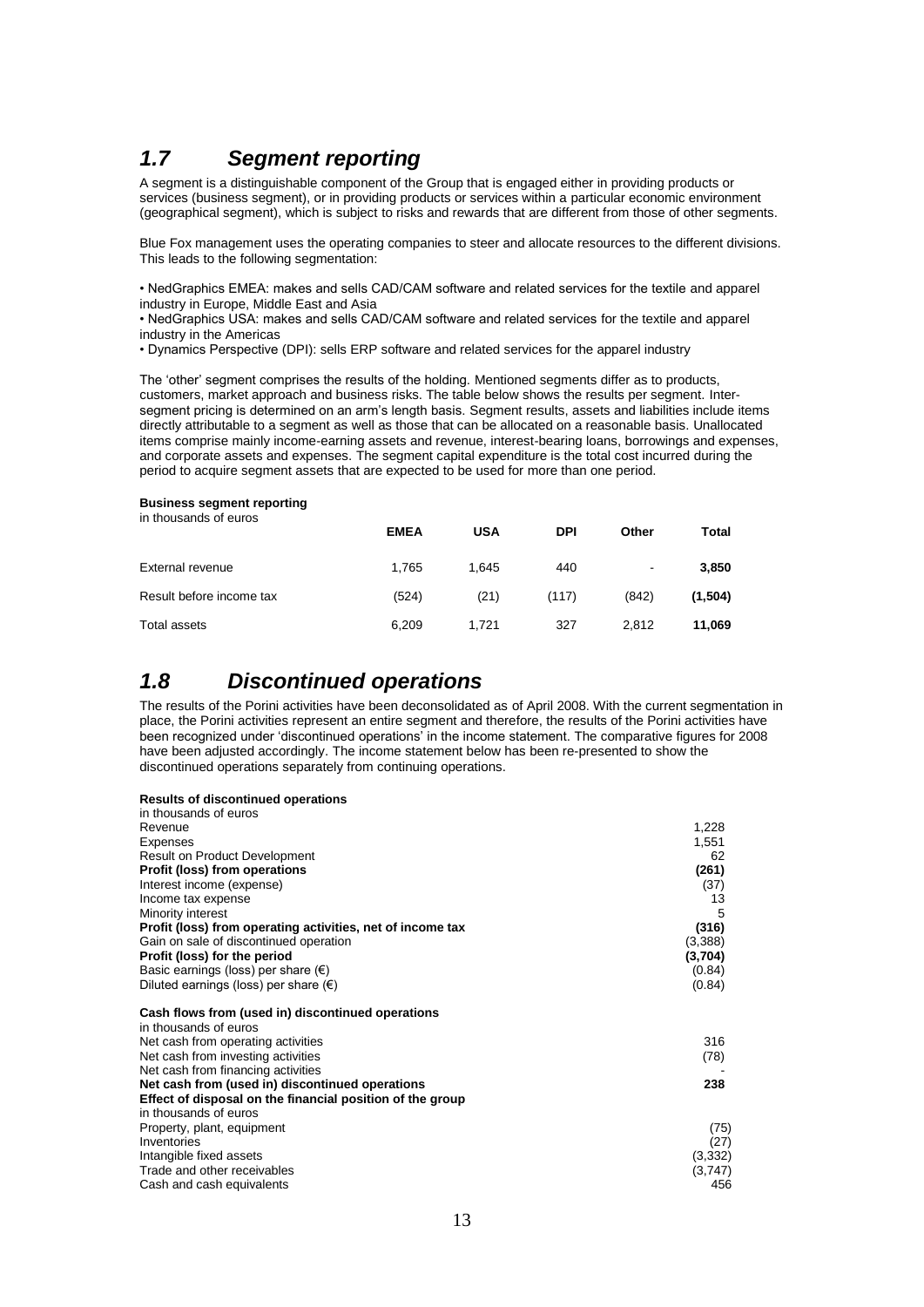## *1.7 Segment reporting*

A segment is a distinguishable component of the Group that is engaged either in providing products or services (business segment), or in providing products or services within a particular economic environment (geographical segment), which is subject to risks and rewards that are different from those of other segments.

Blue Fox management uses the operating companies to steer and allocate resources to the different divisions. This leads to the following segmentation:

• NedGraphics EMEA: makes and sells CAD/CAM software and related services for the textile and apparel industry in Europe, Middle East and Asia
• NedGraphics USA: makes and sells CAD/CAM software and related services for the textile and apparel industry in the Americas
• Dynamics Perspective (DPI): sells ERP software and related services for the apparel industry

The 'other' segment comprises the results of the holding. Mentioned segments differ as to products, customers, market approach and business risks. The table below shows the results per segment. Inter-segment pricing is determined on an arm's length basis. Segment results, assets and liabilities include items directly attributable to a segment as well as those that can be allocated on a reasonable basis. Unallocated items comprise mainly income-earning assets and revenue, interest-bearing loans, borrowings and expenses, and corporate assets and expenses. The segment capital expenditure is the total cost incurred during the period to acquire segment assets that are expected to be used for more than one period.

**Business segment reporting**
in thousands of euros

| | **EMEA** | **USA** | **DPI** | **Other** | **Total** |
|---|---|---|---|---|---|
| External revenue | 1,765 | 1,645 | 440 | - | **3,850** |
| Result before income tax | (524) | (21) | (117) | (842) | **(1,504)** |
| Total assets | 6,209 | 1,721 | 327 | 2,812 | **11,069** |

## *1.8 Discontinued operations*

The results of the Porini activities have been deconsolidated as of April 2008. With the current segmentation in place, the Porini activities represent an entire segment and therefore, the results of the Porini activities have been recognized under 'discontinued operations' in the income statement. The comparative figures for 2008 have been adjusted accordingly. The income statement below has been re-presented to show the discontinued operations separately from continuing operations.

**Results of discontinued operations**
in thousands of euros

| | |
|---|---|
| Revenue | 1,228 |
| Expenses | 1,551 |
| Result on Product Development | 62 |
| **Profit (loss) from operations** | **(261)** |
| Interest income (expense) | (37) |
| Income tax expense | 13 |
| Minority interest | 5 |
| **Profit (loss) from operating activities, net of income tax** | **(316)** |
| Gain on sale of discontinued operation | (3,388) |
| **Profit (loss) for the period** | **(3,704)** |
| Basic earnings (loss) per share (€) | (0.84) |
| Diluted earnings (loss) per share (€) | (0.84) |

**Cash flows from (used in) discontinued operations**
in thousands of euros

| | |
|---|---|
| Net cash from operating activities | 316 |
| Net cash from investing activities | (78) |
| Net cash from financing activities | - |
| **Net cash from (used in) discontinued operations** | **238** |

**Effect of disposal on the financial position of the group**
in thousands of euros

| | |
|---|---|
| Property, plant, equipment | (75) |
| Inventories | (27) |
| Intangible fixed assets | (3,332) |
| Trade and other receivables | (3,747) |
| Cash and cash equivalents | 456 |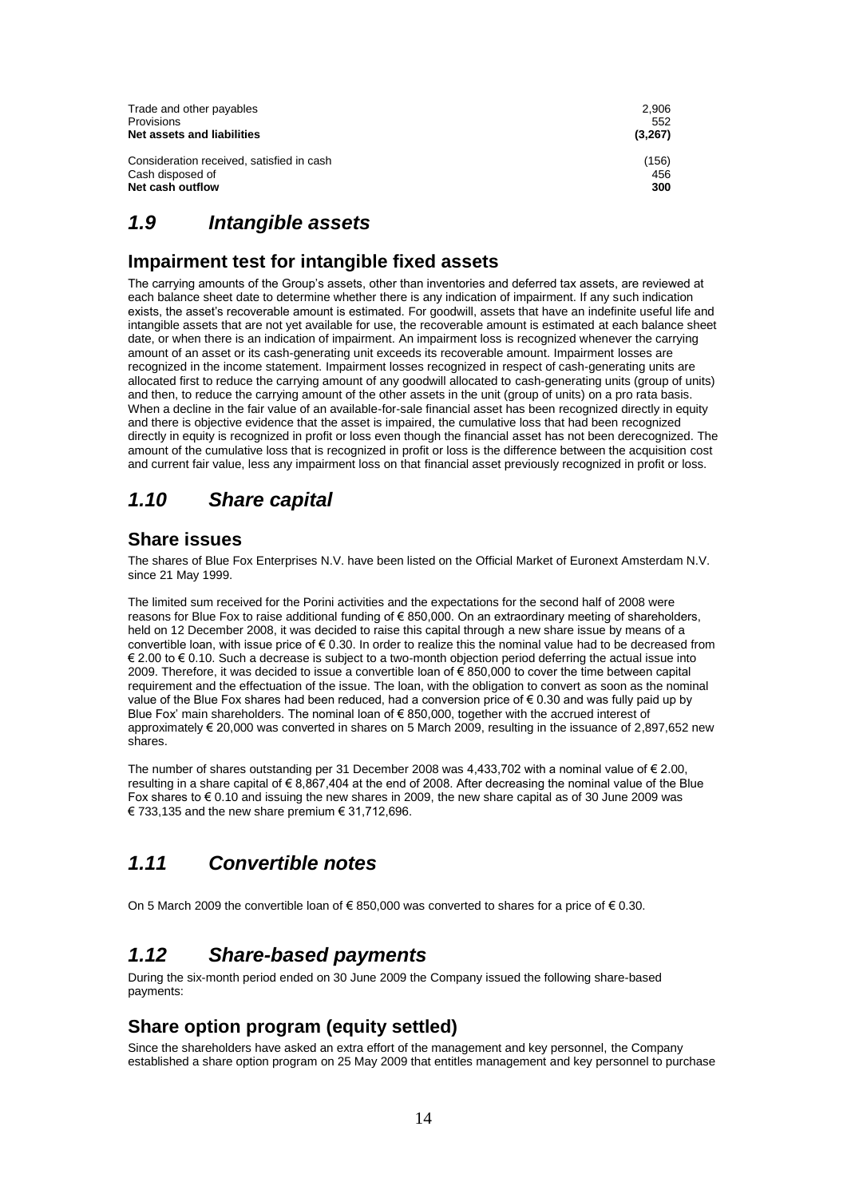| | |
|---|---|
| Trade and other payables | 2,906 |
| Provisions | 552 |
| **Net assets and liabilities** | **(3,267)** |
| | |
| Consideration received, satisfied in cash | (156) |
| Cash disposed of | 456 |
| **Net cash outflow** | **300** |

## *1.9 Intangible assets*

### Impairment test for intangible fixed assets

The carrying amounts of the Group's assets, other than inventories and deferred tax assets, are reviewed at each balance sheet date to determine whether there is any indication of impairment. If any such indication exists, the asset's recoverable amount is estimated. For goodwill, assets that have an indefinite useful life and intangible assets that are not yet available for use, the recoverable amount is estimated at each balance sheet date, or when there is an indication of impairment. An impairment loss is recognized whenever the carrying amount of an asset or its cash-generating unit exceeds its recoverable amount. Impairment losses are recognized in the income statement. Impairment losses recognized in respect of cash-generating units are allocated first to reduce the carrying amount of any goodwill allocated to cash-generating units (group of units) and then, to reduce the carrying amount of the other assets in the unit (group of units) on a pro rata basis. When a decline in the fair value of an available-for-sale financial asset has been recognized directly in equity and there is objective evidence that the asset is impaired, the cumulative loss that had been recognized directly in equity is recognized in profit or loss even though the financial asset has not been derecognized. The amount of the cumulative loss that is recognized in profit or loss is the difference between the acquisition cost and current fair value, less any impairment loss on that financial asset previously recognized in profit or loss.

## *1.10 Share capital*

### Share issues

The shares of Blue Fox Enterprises N.V. have been listed on the Official Market of Euronext Amsterdam N.V. since 21 May 1999.

The limited sum received for the Porini activities and the expectations for the second half of 2008 were reasons for Blue Fox to raise additional funding of € 850,000. On an extraordinary meeting of shareholders, held on 12 December 2008, it was decided to raise this capital through a new share issue by means of a convertible loan, with issue price of € 0.30. In order to realize this the nominal value had to be decreased from € 2.00 to € 0.10. Such a decrease is subject to a two-month objection period deferring the actual issue into 2009. Therefore, it was decided to issue a convertible loan of € 850,000 to cover the time between capital requirement and the effectuation of the issue. The loan, with the obligation to convert as soon as the nominal value of the Blue Fox shares had been reduced, had a conversion price of € 0.30 and was fully paid up by Blue Fox' main shareholders. The nominal loan of € 850,000, together with the accrued interest of approximately € 20,000 was converted in shares on 5 March 2009, resulting in the issuance of 2,897,652 new shares.

The number of shares outstanding per 31 December 2008 was 4,433,702 with a nominal value of € 2.00, resulting in a share capital of € 8,867,404 at the end of 2008. After decreasing the nominal value of the Blue Fox shares to € 0.10 and issuing the new shares in 2009, the new share capital as of 30 June 2009 was € 733,135 and the new share premium € 31,712,696.

## *1.11 Convertible notes*

On 5 March 2009 the convertible loan of € 850,000 was converted to shares for a price of € 0.30.

## *1.12 Share-based payments*

During the six-month period ended on 30 June 2009 the Company issued the following share-based payments:

### Share option program (equity settled)

Since the shareholders have asked an extra effort of the management and key personnel, the Company established a share option program on 25 May 2009 that entitles management and key personnel to purchase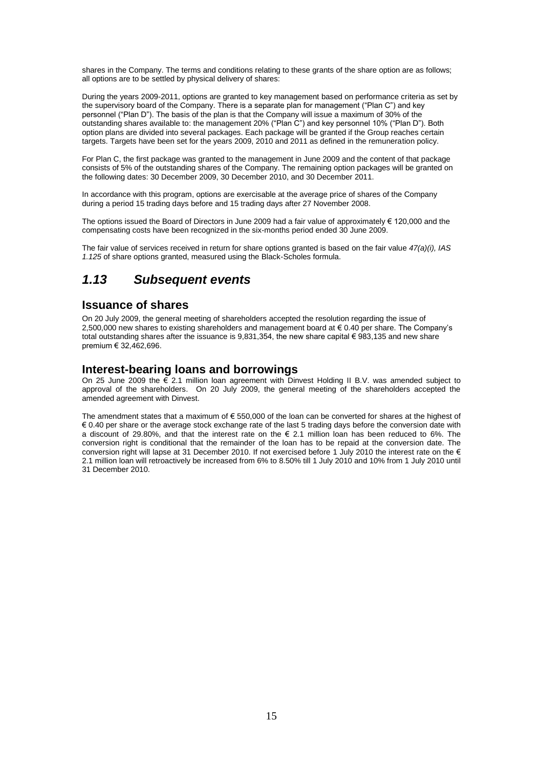shares in the Company. The terms and conditions relating to these grants of the share option are as follows; all options are to be settled by physical delivery of shares:

During the years 2009-2011, options are granted to key management based on performance criteria as set by the supervisory board of the Company. There is a separate plan for management ("Plan C") and key personnel ("Plan D"). The basis of the plan is that the Company will issue a maximum of 30% of the outstanding shares available to: the management 20% ("Plan C") and key personnel 10% ("Plan D"). Both option plans are divided into several packages. Each package will be granted if the Group reaches certain targets. Targets have been set for the years 2009, 2010 and 2011 as defined in the remuneration policy.

For Plan C, the first package was granted to the management in June 2009 and the content of that package consists of 5% of the outstanding shares of the Company. The remaining option packages will be granted on the following dates: 30 December 2009, 30 December 2010, and 30 December 2011.

In accordance with this program, options are exercisable at the average price of shares of the Company during a period 15 trading days before and 15 trading days after 27 November 2008.

The options issued the Board of Directors in June 2009 had a fair value of approximately € 120,000 and the compensating costs have been recognized in the six-months period ended 30 June 2009.

The fair value of services received in return for share options granted is based on the fair value *47(a)(i), IAS 1.125* of share options granted, measured using the Black-Scholes formula.

## *1.13 Subsequent events*

### Issuance of shares

On 20 July 2009, the general meeting of shareholders accepted the resolution regarding the issue of 2,500,000 new shares to existing shareholders and management board at € 0.40 per share. The Company's total outstanding shares after the issuance is 9,831,354, the new share capital € 983,135 and new share premium € 32,462,696.

### Interest-bearing loans and borrowings

On 25 June 2009 the € 2.1 million loan agreement with Dinvest Holding II B.V. was amended subject to approval of the shareholders. On 20 July 2009, the general meeting of the shareholders accepted the amended agreement with Dinvest.

The amendment states that a maximum of € 550,000 of the loan can be converted for shares at the highest of € 0.40 per share or the average stock exchange rate of the last 5 trading days before the conversion date with a discount of 29.80%, and that the interest rate on the € 2.1 million loan has been reduced to 6%. The conversion right is conditional that the remainder of the loan has to be repaid at the conversion date. The conversion right will lapse at 31 December 2010. If not exercised before 1 July 2010 the interest rate on the € 2.1 million loan will retroactively be increased from 6% to 8.50% till 1 July 2010 and 10% from 1 July 2010 until 31 December 2010.